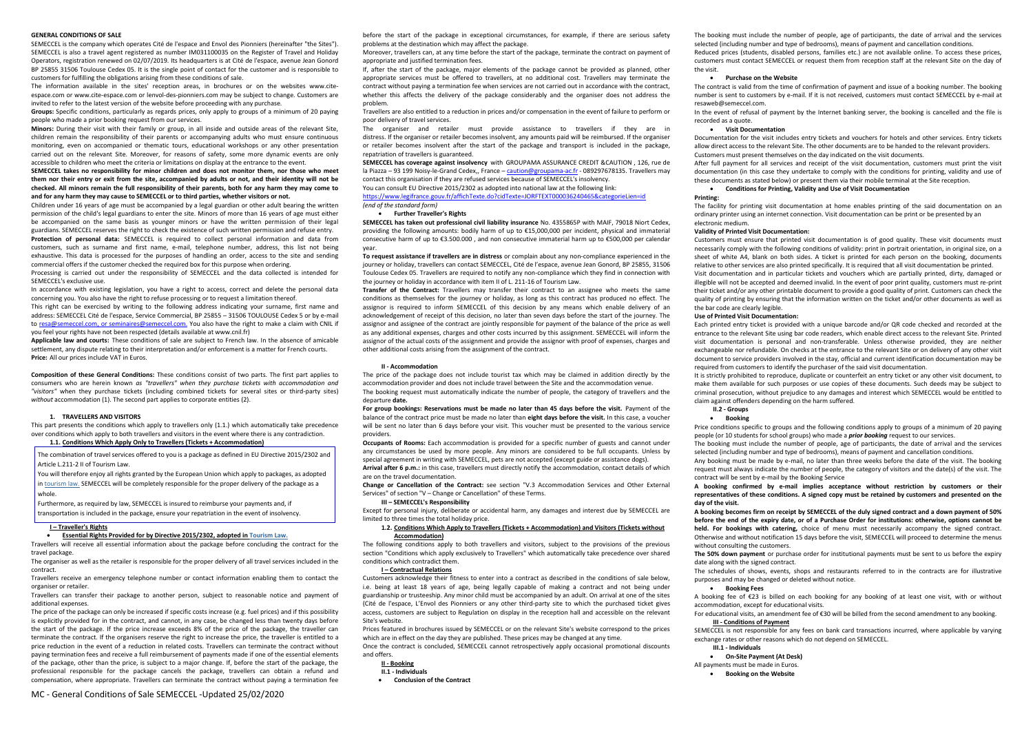# GENERAL CONDITIONS OF SALE

SEMECCEL is the company which operates Cité de l'espace and Envol des Pionniers (hereinafter "the Sites"). SEMECCEL is also a travel agent registered as number IM031100035 on the Register of Travel and Holiday Operators, registration renewed on 02/07/2019. Its headquarters is at Cité de l'espace, avenue Jean Gonord BP 25855 31506 Toulouse Cedex 05. It is the single point of contact for the customer and is responsible to customers for fulfilling the obligations arising from these conditions of sale.

The information available in the sites' reception areas, in brochures or on the websites www.cite-espace.com or www.cite-espace.com or lenvol-des-pionniers.com may be subject to change. Customers are invited to refer to the latest version of the website before proceeding with any purchase.

**Groups:** Specific conditions, particularly as regards prices, only apply to groups of a minimum of 20 paying people who made a prior booking request from our services.

**Minors:** During their visit with their family or group, in all inside and outside areas of the relevant Site, children remain the responsibility of their parents or accompanying adults who must ensure continuous monitoring, even on accompanied or thematic tours, educational workshops or any other presentation carried out on the relevant Site. Moreover, for reasons of safety, some more dynamic events are only accessible to children who meet the criteria or limitations on display at the entrance to the event.

**SEMECCEL takes no responsibility for minor children and does not monitor them, nor those who meet them nor their entry or exit from the site, accompanied by adults or not, and their identity will not be checked. All minors remain the full responsibility of their parents, both for any harm they may come to and for any harm they may cause to SEMECCEL or to third parties, whether visitors or not.**

Children under 16 years of age must be accompanied by a legal guardian or other adult bearing the written permission of the child's legal guardians to enter the site. Minors of more than 16 years of age must either be accompanied on the same basis as younger minors or have the written permission of their legal guardians. SEMECCEL reserves the right to check the existence of such written permission and refuse entry.

**Protection of personal data:** SEMECCEL is required to collect personal information and data from customers, such as surname and first name, e-mail, telephone number, address, this list not being exhaustive. This data is processed for the purposes of handling an order, access to the site and sending commercial offers if the customer checked the required box for this purpose when ordering.

Processing is carried out under the responsibility of SEMECCEL and the data collected is intended for SEMECCEL's exclusive use.

In accordance with existing legislation, you have a right to access, correct and delete the personal data concerning you. You also have the right to refuse processing or to request a limitation thereof.

This right can be exercised by writing to the following address indicating your surname, first name and address: SEMECCEL Cité de l'espace, Service Commercial, BP 25855 – 31506 TOULOUSE Cedex 5 or by e-mail to resa@semeccel.com, or seminaires@semeccel.com. You also have the right to make a claim with CNIL if you feel your rights have not been respected (details available at www.cnil.fr)

**Applicable law and courts:** These conditions of sale are subject to French law. In the absence of amicable settlement, any dispute relating to their interpretation and/or enforcement is a matter for French courts.

**Price:** All our prices include VAT in Euros.

**Composition of these General Conditions:** These conditions consist of two parts. The first part applies to consumers who are herein known *as "travellers" when they purchase tickets with accommodation and "visitors"* when they purchase tickets (including combined tickets for several sites or third-party sites) *without* accommodation (1). The second part applies to corporate entities (2).

## 1. TRAVELLERS AND VISITORS

This part presents the conditions which apply to travellers only (1.1.) which automatically take precedence over conditions which apply to both travellers and visitors in the event where there is any contradiction.

### 1.1. Conditions Which Apply Only to Travellers (Tickets + Accommodation)

The combination of travel services offered to you is a package as defined in EU Directive 2015/2302 and Article L.211-2 II of Tourism Law.

You will therefore enjoy all rights granted by the European Union which apply to packages, as adopted in tourism law. SEMECCEL will be completely responsible for the proper delivery of the package as a whole.

Furthermore, as required by law, SEMECCEL is insured to reimburse your payments and, if transportation is included in the package, ensure your repatriation in the event of insolvency.

#### I – Traveller's Rights

- **Essential Rights Provided for by Directive 2015/2302, adopted in Tourism Law.**

Travellers will receive all essential information about the package before concluding the contract for the travel package.

The organiser as well as the retailer is responsible for the proper delivery of all travel services included in the contract.

Travellers receive an emergency telephone number or contact information enabling them to contact the organiser or retailer.

Travellers can transfer their package to another person, subject to reasonable notice and payment of additional expenses.

The price of the package can only be increased if specific costs increase (e.g. fuel prices) and if this possibility is explicitly provided for in the contract, and cannot, in any case, be changed less than twenty days before the start of the package. If the price increase exceeds 8% of the price of the package, the traveller can terminate the contract. If the organisers reserve the right to increase the price, the traveller is entitled to a price reduction in the event of a reduction in related costs. Travellers can terminate the contract without paying termination fees and receive a full reimbursement of payments made if one of the essential elements of the package, other than the price, is subject to a major change. If, before the start of the package, the professional responsible for the package cancels the package, travellers can obtain a refund and compensation, where appropriate. Travellers can terminate the contract without paying a termination fee before the start of the package in exceptional circumstances, for example, if there are serious safety problems at the destination which may affect the package.

Moreover, travellers can, at any time before the start of the package, terminate the contract on payment of appropriate and justified termination fees.

If, after the start of the package, major elements of the package cannot be provided as planned, other appropriate services must be offered to travellers, at no additional cost. Travellers may terminate the contract without paying a termination fee when services are not carried out in accordance with the contract, whether this affects the delivery of the package considerably and the organiser does not address the problem.

Travellers are also entitled to a reduction in prices and/or compensation in the event of failure to perform or poor delivery of travel services.

The organiser and retailer must provide assistance to travellers if they are in distress. If the organiser or retailer becomes insolvent, any amounts paid will be reimbursed. If the organiser or retailer becomes insolvent after the start of the package and transport is included in the package, repatriation of travellers is guaranteed.

**SEMECCEL has coverage against insolvency** with GROUPAMA ASSURANCE CREDIT &CAUTION , 126, rue de la Piazza – 93 199 Noisy-le-Grand Cedex,, France – caution@groupama-ac.fr - 089297678135. Travellers may contact this organisation if they are refused services because of SEMECCEL's insolvency.

You can consult EU Directive 2015/2302 as adopted into national law at the following link:
https://www.legifrance.gouv.fr/affichTexte.do?cidTexte=JORFTEXT000036240465&categorieLien=id
*(end of the standard form)*

- **Further Traveller's Rights**

**SEMECCEL has taken out professional civil liability insurance** No. 4355865P with MAIF, 79018 Niort Cedex, providing the following amounts: bodily harm of up to €15,000,000 per incident, physical and immaterial consecutive harm of up to €3.500.000 , and non consecutive immaterial harm up to €500,000 per calendar year.

**To request assistance if travellers are in distress** or complain about any non-compliance experienced in the journey or holiday, travellers can contact SEMECCEL, Cité de l'espace, avenue Jean Gonord, BP 25855, 31506 Toulouse Cedex 05. Travellers are required to notify any non-compliance which they find in connection with the journey or holiday in accordance with item II of L. 211-16 of Tourism Law.

**Transfer of the Contract:** Travellers may transfer their contract to an assignee who meets the same conditions as themselves for the journey or holiday, as long as this contract has produced no effect. The assignor is required to inform SEMECCEL of this decision by any means which enable delivery of an acknowledgement of receipt of this decision, no later than seven days before the start of the journey. The assignor and assignee of the contract are jointly responsible for payment of the balance of the price as well as any additional expenses, charges and other costs incurred by this assignment. SEMECCEL will inform the assignor of the actual costs of the assignment and provide the assignor with proof of expenses, charges and other additional costs arising from the assignment of the contract.

#### II - Accommodation

The price of the package does not include tourist tax which may be claimed in addition directly by the accommodation provider and does not include travel between the Site and the accommodation venue.

The booking request must automatically indicate the number of people, the category of travellers and the departure **date.**

**For group bookings: Reservations must be made no later than 45 days before the visit.** Payment of the balance of the contract price must be made no later than **eight days before the visit.** In this case, a voucher will be sent no later than 6 days before your visit. This voucher must be presented to the various service providers.

**Occupants of Rooms:** Each accommodation is provided for a specific number of guests and cannot under any circumstances be used by more people. Any minors are considered to be full occupants. Unless by special agreement in writing with SEMECCEL, pets are not accepted (except guide or assistance dogs).

**Arrival after 6 p.m.:** in this case, travellers must directly notify the accommodation, contact details of which are on the travel documentation.

**Change or Cancellation of the Contract:** see section "V.3 Accommodation Services and Other External Services" of section "V – Change or Cancellation" of these Terms.

#### III – SEMECCEL's Responsibility

Except for personal injury, deliberate or accidental harm, any damages and interest due by SEMECCEL are limited to three times the total holiday price.

### 1.2. Conditions Which Apply to Travellers (Tickets + Accommodation) and Visitors (Tickets without Accommodation)

The following conditions apply to both travellers and visitors, subject to the provisions of the previous section "Conditions which apply exclusively to Travellers" which automatically take precedence over shared conditions which contradict them.

#### I – Contractual Relations

Customers acknowledge their fitness to enter into a contract as described in the conditions of sale below, i.e. being at least 18 years of age, being legally capable of making a contract and not being under guardianship or trusteeship. Any minor child must be accompanied by an adult. On arrival at one of the sites (Cité de l'espace, L'Envol des Pionniers or any other third-party site to which the purchased ticket gives access, customers are subject to Regulation on display in the reception hall and accessible on the relevant Site's website.

Prices featured in brochures issued by SEMECCEL or on the relevant Site's website correspond to the prices which are in effect on the day they are published. These prices may be changed at any time.

Once the contract is concluded, SEMECCEL cannot retrospectively apply occasional promotional discounts and offers.

#### II - Booking

##### II.1 - Individuals

- **Conclusion of the Contract**

The booking must include the number of people, age of participants, the date of arrival and the services selected (including number and type of bedrooms), means of payment and cancellation conditions.

Reduced prices (students, disabled persons, families etc.) are not available online. To access these prices, customers must contact SEMECCEL or request them from reception staff at the relevant Site on the day of the visit.

- **Purchase on the Website**

The contract is valid from the time of confirmation of payment and issue of a booking number. The booking number is sent to customers by e-mail. If it is not received, customers must contact SEMECCEL by e-mail at resaweb@semeccel.com.

In the event of refusal of payment by the Internet banking server, the booking is cancelled and the file is recorded as a quote.

- **Visit Documentation**

Documentation for the visit includes entry tickets and vouchers for hotels and other services. Entry tickets allow direct access to the relevant Site. The other documents are to be handed to the relevant providers.

Customers must present themselves on the day indicated on the visit documents.

After full payment for all services and receipt of the visit documentation, customers must print the visit documentation (in this case they undertake to comply with the conditions for printing, validity and use of these documents as stated below) or present them via their mobile terminal at the Site reception.

- **Conditions for Printing, Validity and Use of Visit Documentation**

**Printing:**

The facility for printing visit documentation at home enables printing of the said documentation on an ordinary printer using an internet connection. Visit documentation can be print or be presented by an electronic medium.

**Validity of Printed Visit Documentation:**

Customers must ensure that printed visit documentation is of good quality. These visit documents must necessarily comply with the following conditions of validity: print in portrait orientation, in original size, on a sheet of white A4, blank on both sides. A ticket is printed for each person on the booking, documents relative to other services are also printed specifically. It is required that all visit documentation be printed.

Visit documentation and in particular tickets and vouchers which are partially printed, dirty, damaged or illegible will not be accepted and deemed invalid. In the event of poor print quality, customers must re-print their ticket and/or any other printable document to provide a good quality of print. Customers can check the quality of printing by ensuring that the information written on the ticket and/or other documents as well as the bar code are clearly legible.

**Use of Printed Visit Documentation:**

Each printed entry ticket is provided with a unique barcode and/or QR code checked and recorded at the entrance to the relevant Site using bar code readers, which enable direct access to the relevant Site. Printed visit documentation is personal and non-transferable. Unless otherwise provided, they are neither exchangeable nor refundable. On checks at the entrance to the relevant Site or on delivery of any other visit document to service providers involved in the stay, official and current identification documentation may be required from customers to identify the purchaser of the said visit documentation.

It is strictly prohibited to reproduce, duplicate or counterfeit an entry ticket or any other visit document, to make them available for such purposes or use copies of these documents. Such deeds may be subject to criminal prosecution, without prejudice to any damages and interest which SEMECCEL would be entitled to claim against offenders depending on the harm suffered.

##### II.2 - Groups

- **Booking**

Price conditions specific to groups and the following conditions apply to groups of a minimum of 20 paying people (or 10 students for school groups) who made a *prior booking* request to our services.

The booking must include the number of people, age of participants, the date of arrival and the services selected (including number and type of bedrooms), means of payment and cancellation conditions.

Any booking must be made by e-mail, no later than three weeks before the date of the visit. The booking request must always indicate the number of people, the category of visitors and the date(s) of the visit. The contract will be sent by e-mail by the Booking Service

**A booking confirmed by e-mail implies acceptance without restriction by customers or their representatives of these conditions. A signed copy must be retained by customers and presented on the day of the visit.**

**A booking becomes firm on receipt by SEMECCEL of the duly signed contract and a down payment of 50% before the end of the expiry date, or of a Purchase Order for institutions: otherwise, options cannot be held. For bookings with catering,** choice of menu must necessarily accompany the signed contract. Otherwise and without notification 15 days before the visit, SEMECCEL will proceed to determine the menus without consulting the customers.

**The 50% down payment** or purchase order for institutional payments must be sent to us before the expiry date along with the signed contract.

The schedules of shows, events, shops and restaurants referred to in the contracts are for illustrative purposes and may be changed or deleted without notice.

- **Booking Fees**

A booking fee of €23 is billed on each booking for any booking of at least one visit, with or without accommodation, except for educational visits.

For educational visits, an amendment fee of €30 will be billed from the second amendment to any booking.

#### III - Conditions of Payment

SEMECCEL is not responsible for any fees on bank card transactions incurred, where applicable by varying exchange rates or other reasons which do not depend on SEMECCEL.

##### III.1 - Individuals

- **On-Site Payment (At Desk)**

All payments must be made in Euros.

- **Booking on the Website**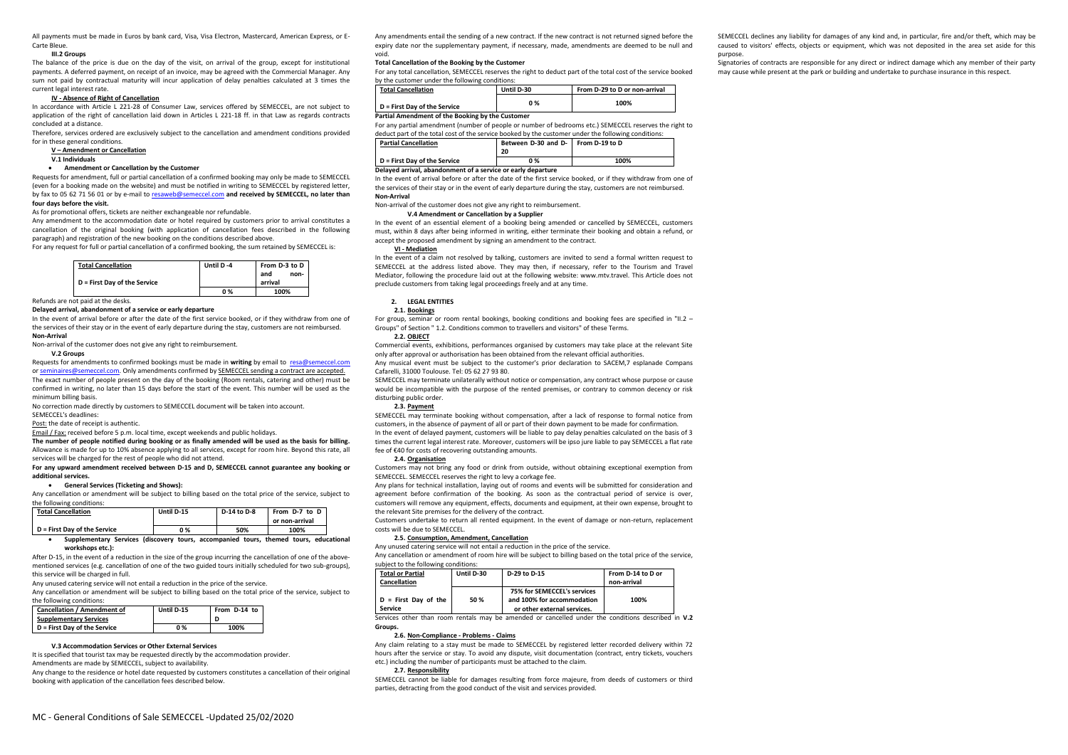All payments must be made in Euros by bank card, Visa, Visa Electron, Mastercard, American Express, or E-Carte Bleue.

**III.2 Groups**

The balance of the price is due on the day of the visit, on arrival of the group, except for institutional payments. A deferred payment, on receipt of an invoice, may be agreed with the Commercial Manager. Any sum not paid by contractual maturity will incur application of delay penalties calculated at 3 times the current legal interest rate.

**IV - Absence of Right of Cancellation**

In accordance with Article L 221-28 of Consumer Law, services offered by SEMECCEL, are not subject to application of the right of cancellation laid down in Articles L 221-18 ff. in that Law as regards contracts concluded at a distance.

Therefore, services ordered are exclusively subject to the cancellation and amendment conditions provided for in these general conditions.

**V – Amendment or Cancellation**

**V.1 Individuals**

- **Amendment or Cancellation by the Customer**

Requests for amendment, full or partial cancellation of a confirmed booking may only be made to SEMECCEL (even for a booking made on the website) and must be notified in writing to SEMECCEL by registered letter, by fax to 05 62 71 56 01 or by e-mail to resaweb@semeccel.com **and received by SEMECCEL, no later than four days before the visit.**

As for promotional offers, tickets are neither exchangeable nor refundable.

Any amendment to the accommodation date or hotel required by customers prior to arrival constitutes a cancellation of the original booking (with application of cancellation fees described in the following paragraph) and registration of the new booking on the conditions described above.

For any request for full or partial cancellation of a confirmed booking, the sum retained by SEMECCEL is:

| **Total Cancellation**<br>D = First Day of the Service | Until D -4 | From D-3 to D and non-arrival |
|---|---|---|
| | 0 % | 100% |

Refunds are not paid at the desks.

**Delayed arrival, abandonment of a service or early departure**

In the event of arrival before or after the date of the first service booked, or if they withdraw from one of the services of their stay or in the event of early departure during the stay, customers are not reimbursed.

**Non-Arrival**

Non-arrival of the customer does not give any right to reimbursement.

**V.2 Groups**

Requests for amendments to confirmed bookings must be made in **writing** by email to resa@semeccel.com or seminaires@semeccel.com. Only amendments confirmed by SEMECCEL sending a contract are accepted.

The exact number of people present on the day of the booking (Room rentals, catering and other) must be confirmed in writing, no later than 15 days before the start of the event. This number will be used as the minimum billing basis.

No correction made directly by customers to SEMECCEL document will be taken into account.

SEMECCEL's deadlines:

Post: the date of receipt is authentic.

Email / Fax: received before 5 p.m. local time, except weekends and public holidays.

**The number of people notified during booking or as finally amended will be used as the basis for billing.** Allowance is made for up to 10% absence applying to all services, except for room hire. Beyond this rate, all services will be charged for the rest of people who did not attend.

**For any upward amendment received between D-15 and D, SEMECCEL cannot guarantee any booking or additional services.**

- **General Services (Ticketing and Shows):**

Any cancellation or amendment will be subject to billing based on the total price of the service, subject to the following conditions:

| **Total Cancellation** | Until D-15 | D-14 to D-8 | From D-7 to D or non-arrival |
|---|---|---|---|
| D = First Day of the Service | 0 % | 50% | 100% |

- **Supplementary Services (discovery tours, accompanied tours, themed tours, educational workshops etc.):**

After D-15, in the event of a reduction in the size of the group incurring the cancellation of one of the above-mentioned services (e.g. cancellation of one of the two guided tours initially scheduled for two sub-groups), this service will be charged in full.

Any unused catering service will not entail a reduction in the price of the service.

Any cancellation or amendment will be subject to billing based on the total price of the service, subject to the following conditions:

| **Cancellation / Amendment of Supplementary Services** | Until D-15 | From D-14 to D |
|---|---|---|
| D = First Day of the Service | 0 % | 100% |

**V.3 Accommodation Services or Other External Services**

It is specified that tourist tax may be requested directly by the accommodation provider.

Amendments are made by SEMECCEL, subject to availability.

Any change to the residence or hotel date requested by customers constitutes a cancellation of their original booking with application of the cancellation fees described below.

Any amendments entail the sending of a new contract. If the new contract is not returned signed before the expiry date nor the supplementary payment, if necessary, made, amendments are deemed to be null and void.

**Total Cancellation of the Booking by the Customer**

For any total cancellation, SEMECCEL reserves the right to deduct part of the total cost of the service booked by the customer under the following conditions:

| **Total Cancellation** | Until D-30 | From D-29 to D or non-arrival |
|---|---|---|
| D = First Day of the Service | 0 % | 100% |

**Partial Amendment of the Booking by the Customer**

For any partial amendment (number of people or number of bedrooms etc.) SEMECCEL reserves the right to deduct part of the total cost of the service booked by the customer under the following conditions:

| **Partial Cancellation** | Between D-30 and D-20 | From D-19 to D |
|---|---|---|
| D = First Day of the Service | 0 % | 100% |

**Delayed arrival, abandonment of a service or early departure**

In the event of arrival before or after the date of the first service booked, or if they withdraw from one of the services of their stay or in the event of early departure during the stay, customers are not reimbursed.

**Non-Arrival**

Non-arrival of the customer does not give any right to reimbursement.

**V.4 Amendment or Cancellation by a Supplier**

In the event of an essential element of a booking being amended or cancelled by SEMECCEL, customers must, within 8 days after being informed in writing, either terminate their booking and obtain a refund, or accept the proposed amendment by signing an amendment to the contract.

**VI - Mediation**

In the event of a claim not resolved by talking, customers are invited to send a formal written request to SEMECCEL at the address listed above. They may then, if necessary, refer to the Tourism and Travel Mediator, following the procedure laid out at the following website: www.mtv.travel. This Article does not preclude customers from taking legal proceedings freely and at any time.

**2. LEGAL ENTITIES**

**2.1. Bookings**

For group, seminar or room rental bookings, booking conditions and booking fees are specified in "II.2 – Groups" of Section " 1.2. Conditions common to travellers and visitors" of these Terms.

**2.2. OBJECT**

Commercial events, exhibitions, performances organised by customers may take place at the relevant Site only after approval or authorisation has been obtained from the relevant official authorities.

Any musical event must be subject to the customer's prior declaration to SACEM,7 esplanade Compans Cafarelli, 31000 Toulouse. Tel: 05 62 27 93 80.

SEMECCEL may terminate unilaterally without notice or compensation, any contract whose purpose or cause would be incompatible with the purpose of the rented premises, or contrary to common decency or risk disturbing public order.

**2.3. Payment**

SEMECCEL may terminate booking without compensation, after a lack of response to formal notice from customers, in the absence of payment of all or part of their down payment to be made for confirmation.

In the event of delayed payment, customers will be liable to pay delay penalties calculated on the basis of 3 times the current legal interest rate. Moreover, customers will be ipso jure liable to pay SEMECCEL a flat rate fee of €40 for costs of recovering outstanding amounts.

**2.4. Organisation**

Customers may not bring any food or drink from outside, without obtaining exceptional exemption from SEMECCEL. SEMECCEL reserves the right to levy a corkage fee.

Any plans for technical installation, laying out of rooms and events will be submitted for consideration and agreement before confirmation of the booking. As soon as the contractual period of service is over, customers will remove any equipment, effects, documents and equipment, at their own expense, brought to the relevant Site premises for the delivery of the contract.

Customers undertake to return all rented equipment. In the event of damage or non-return, replacement costs will be due to SEMECCEL.

**2.5. Consumption, Amendment, Cancellation**

Any unused catering service will not entail a reduction in the price of the service.

Any cancellation or amendment of room hire will be subject to billing based on the total price of the service, subject to the following conditions:

| **Total or Partial Cancellation** | Until D-30 | D-29 to D-15 | From D-14 to D or non-arrival |
|---|---|---|---|
| D = First Day of the Service | 50 % | 75% for SEMECCEL's services and 100% for accommodation or other external services. | 100% |

Services other than room rentals may be amended or cancelled under the conditions described in **V.2 Groups.**

**2.6. Non-Compliance - Problems - Claims**

Any claim relating to a stay must be made to SEMECCEL by registered letter recorded delivery within 72 hours after the service or stay. To avoid any dispute, visit documentation (contract, entry tickets, vouchers etc.) including the number of participants must be attached to the claim.

**2.7. Responsibility**

SEMECCEL cannot be liable for damages resulting from force majeure, from deeds of customers or third parties, detracting from the good conduct of the visit and services provided.

SEMECCEL declines any liability for damages of any kind and, in particular, fire and/or theft, which may be caused to visitors' effects, objects or equipment, which was not deposited in the area set aside for this purpose.

Signatories of contracts are responsible for any direct or indirect damage which any member of their party may cause while present at the park or building and undertake to purchase insurance in this respect.

MC - General Conditions of Sale SEMECCEL -Updated 25/02/2020